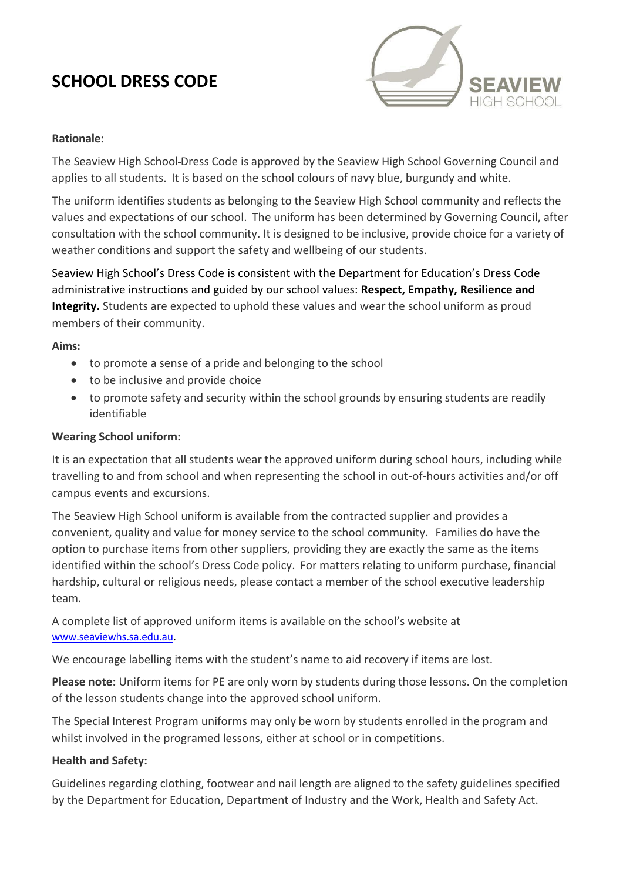# SCHOOL DRESS CODE

**Rationale:**

The Seaview High School Dress Code is approved by the Seaview High School Governing Council and applies to all students. It is based on the school colours of navy blue, burgundy and white.

The uniform identifies students as belonging to the Seaview High School community and reflects the values and expectations of our school. The uniform has been determined by Governing Council, after consultation with the school community. It is designed to be inclusive, provide choice for a variety of weather conditions and support the safety and wellbeing of our students.

Seaview High School's Dress Code is consistent with the Department for Education's Dress Code administrative instructions and guided by our school values: **Respect, Empathy, Resilience and Integrity.** Students are expected to uphold these values and wear the school uniform as proud members of their community.

**Aims:**

- to promote a sense of a pride and belonging to the school
- to be inclusive and provide choice
- to promote safety and security within the school grounds by ensuring students are readily identifiable

**Wearing School uniform:**

It is an expectation that all students wear the approved uniform during school hours, including while travelling to and from school and when representing the school in out-of-hours activities and/or off campus events and excursions.

The Seaview High School uniform is available from the contracted supplier and provides a convenient, quality and value for money service to the school community. Families do have the option to purchase items from other suppliers, providing they are exactly the same as the items identified within the school's Dress Code policy. For matters relating to uniform purchase, financial hardship, cultural or religious needs, please contact a member of the school executive leadership team.

A complete list of approved uniform items is available on the school's website at www.seaviewhs.sa.edu.au.

We encourage labelling items with the student's name to aid recovery if items are lost.

**Please note:** Uniform items for PE are only worn by students during those lessons. On the completion of the lesson students change into the approved school uniform.

The Special Interest Program uniforms may only be worn by students enrolled in the program and whilst involved in the programed lessons, either at school or in competitions.

**Health and Safety:**

Guidelines regarding clothing, footwear and nail length are aligned to the safety guidelines specified by the Department for Education, Department of Industry and the Work, Health and Safety Act.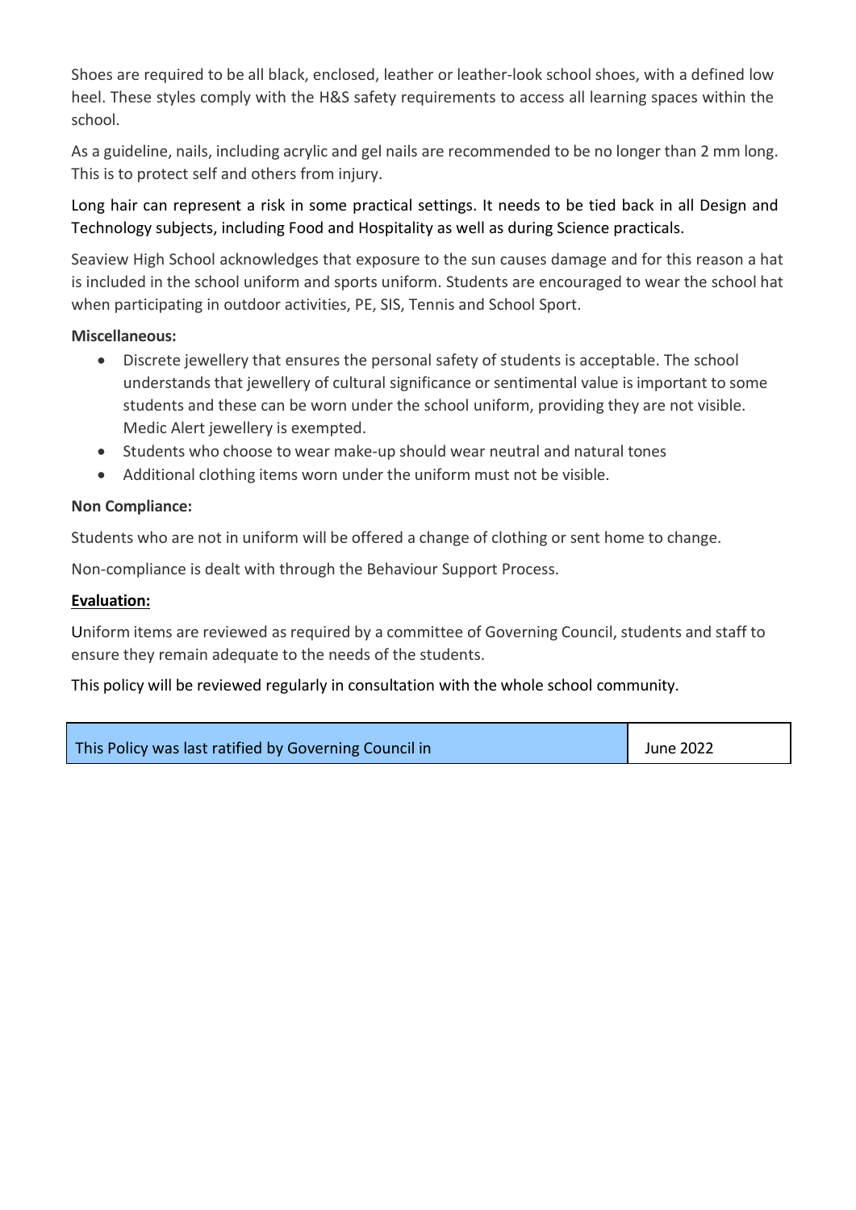Shoes are required to be all black, enclosed, leather or leather-look school shoes, with a defined low heel. These styles comply with the H&S safety requirements to access all learning spaces within the school.

As a guideline, nails, including acrylic and gel nails are recommended to be no longer than 2 mm long. This is to protect self and others from injury.

Long hair can represent a risk in some practical settings. It needs to be tied back in all Design and Technology subjects, including Food and Hospitality as well as during Science practicals.

Seaview High School acknowledges that exposure to the sun causes damage and for this reason a hat is included in the school uniform and sports uniform. Students are encouraged to wear the school hat when participating in outdoor activities, PE, SIS, Tennis and School Sport.

**Miscellaneous:**

- Discrete jewellery that ensures the personal safety of students is acceptable. The school understands that jewellery of cultural significance or sentimental value is important to some students and these can be worn under the school uniform, providing they are not visible. Medic Alert jewellery is exempted.
- Students who choose to wear make-up should wear neutral and natural tones
- Additional clothing items worn under the uniform must not be visible.

**Non Compliance:**

Students who are not in uniform will be offered a change of clothing or sent home to change.

Non-compliance is dealt with through the Behaviour Support Process.

**Evaluation:**

Uniform items are reviewed as required by a committee of Governing Council, students and staff to ensure they remain adequate to the needs of the students.

This policy will be reviewed regularly in consultation with the whole school community.

| | |
|---|---|
| This Policy was last ratified by Governing Council in | June 2022 |